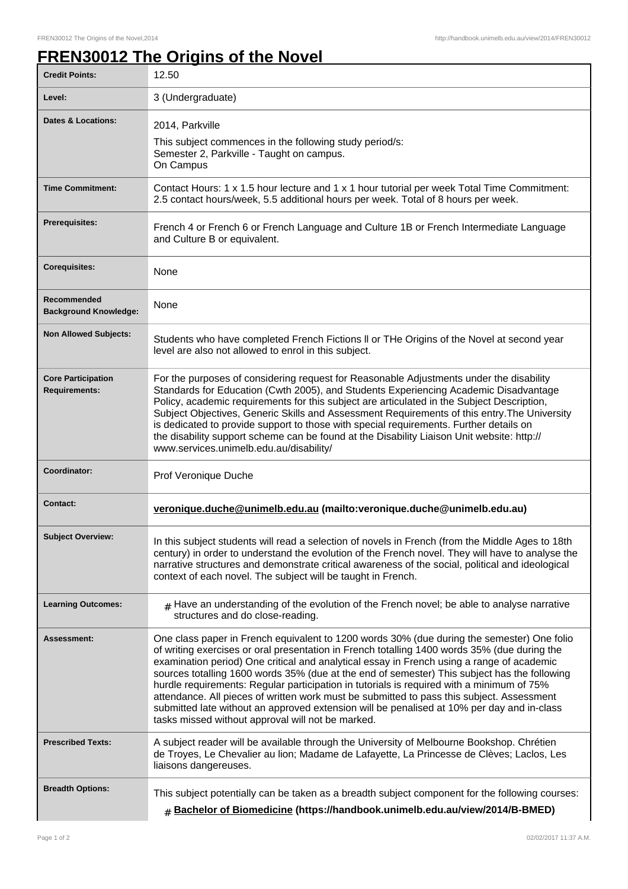# FREN30012 The Origins of the Novel

| | |
|---|---|
| **Credit Points:** | 12.50 |
| **Level:** | 3 (Undergraduate) |
| **Dates & Locations:** | 2014, Parkville<br>This subject commences in the following study period/s:<br>Semester 2, Parkville - Taught on campus.<br>On Campus |
| **Time Commitment:** | Contact Hours: 1 x 1.5 hour lecture and 1 x 1 hour tutorial per week Total Time Commitment: 2.5 contact hours/week, 5.5 additional hours per week. Total of 8 hours per week. |
| **Prerequisites:** | French 4 or French 6 or French Language and Culture 1B or French Intermediate Language and Culture B or equivalent. |
| **Corequisites:** | None |
| **Recommended Background Knowledge:** | None |
| **Non Allowed Subjects:** | Students who have completed French Fictions ll or THe Origins of the Novel at second year level are also not allowed to enrol in this subject. |
| **Core Participation Requirements:** | For the purposes of considering request for Reasonable Adjustments under the disability Standards for Education (Cwth 2005), and Students Experiencing Academic Disadvantage Policy, academic requirements for this subject are articulated in the Subject Description, Subject Objectives, Generic Skills and Assessment Requirements of this entry.The University is dedicated to provide support to those with special requirements. Further details on the disability support scheme can be found at the Disability Liaison Unit website: http://www.services.unimelb.edu.au/disability/ |
| **Coordinator:** | Prof Veronique Duche |
| **Contact:** | **veronique.duche@unimelb.edu.au (mailto:veronique.duche@unimelb.edu.au)** |
| **Subject Overview:** | In this subject students will read a selection of novels in French (from the Middle Ages to 18th century) in order to understand the evolution of the French novel. They will have to analyse the narrative structures and demonstrate critical awareness of the social, political and ideological context of each novel. The subject will be taught in French. |
| **Learning Outcomes:** | # Have an understanding of the evolution of the French novel; be able to analyse narrative structures and do close-reading. |
| **Assessment:** | One class paper in French equivalent to 1200 words 30% (due during the semester) One folio of writing exercises or oral presentation in French totalling 1400 words 35% (due during the examination period) One critical and analytical essay in French using a range of academic sources totalling 1600 words 35% (due at the end of semester) This subject has the following hurdle requirements: Regular participation in tutorials is required with a minimum of 75% attendance. All pieces of written work must be submitted to pass this subject. Assessment submitted late without an approved extension will be penalised at 10% per day and in-class tasks missed without approval will not be marked. |
| **Prescribed Texts:** | A subject reader will be available through the University of Melbourne Bookshop. Chrétien de Troyes, Le Chevalier au lion; Madame de Lafayette, La Princesse de Clèves; Laclos, Les liaisons dangereuses. |
| **Breadth Options:** | This subject potentially can be taken as a breadth subject component for the following courses:<br># **Bachelor of Biomedicine (https://handbook.unimelb.edu.au/view/2014/B-BMED)** |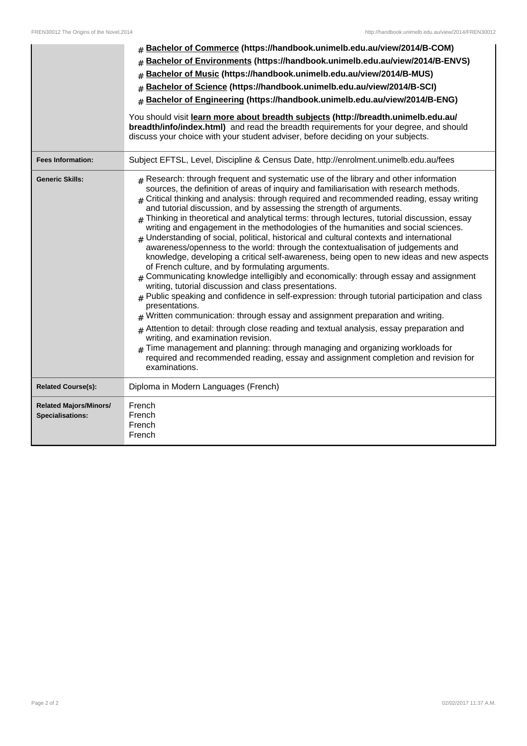| | |
|---|---|
| | # **Bachelor of Commerce (https://handbook.unimelb.edu.au/view/2014/B-COM)**<br># **Bachelor of Environments (https://handbook.unimelb.edu.au/view/2014/B-ENVS)**<br># **Bachelor of Music (https://handbook.unimelb.edu.au/view/2014/B-MUS)**<br># **Bachelor of Science (https://handbook.unimelb.edu.au/view/2014/B-SCI)**<br># **Bachelor of Engineering (https://handbook.unimelb.edu.au/view/2014/B-ENG)**<br><br>You should visit **learn more about breadth subjects (http://breadth.unimelb.edu.au/breadth/info/index.html)** and read the breadth requirements for your degree, and should discuss your choice with your student adviser, before deciding on your subjects. |
| **Fees Information:** | Subject EFTSL, Level, Discipline & Census Date, http://enrolment.unimelb.edu.au/fees |
| **Generic Skills:** | # Research: through frequent and systematic use of the library and other information sources, the definition of areas of inquiry and familiarisation with research methods.<br># Critical thinking and analysis: through required and recommended reading, essay writing and tutorial discussion, and by assessing the strength of arguments.<br># Thinking in theoretical and analytical terms: through lectures, tutorial discussion, essay writing and engagement in the methodologies of the humanities and social sciences.<br># Understanding of social, political, historical and cultural contexts and international awareness/openness to the world: through the contextualisation of judgements and knowledge, developing a critical self-awareness, being open to new ideas and new aspects of French culture, and by formulating arguments.<br># Communicating knowledge intelligibly and economically: through essay and assignment writing, tutorial discussion and class presentations.<br># Public speaking and confidence in self-expression: through tutorial participation and class presentations.<br># Written communication: through essay and assignment preparation and writing.<br># Attention to detail: through close reading and textual analysis, essay preparation and writing, and examination revision.<br># Time management and planning: through managing and organizing workloads for required and recommended reading, essay and assignment completion and revision for examinations. |
| **Related Course(s):** | Diploma in Modern Languages (French) |
| **Related Majors/Minors/ Specialisations:** | French<br>French<br>French<br>French |